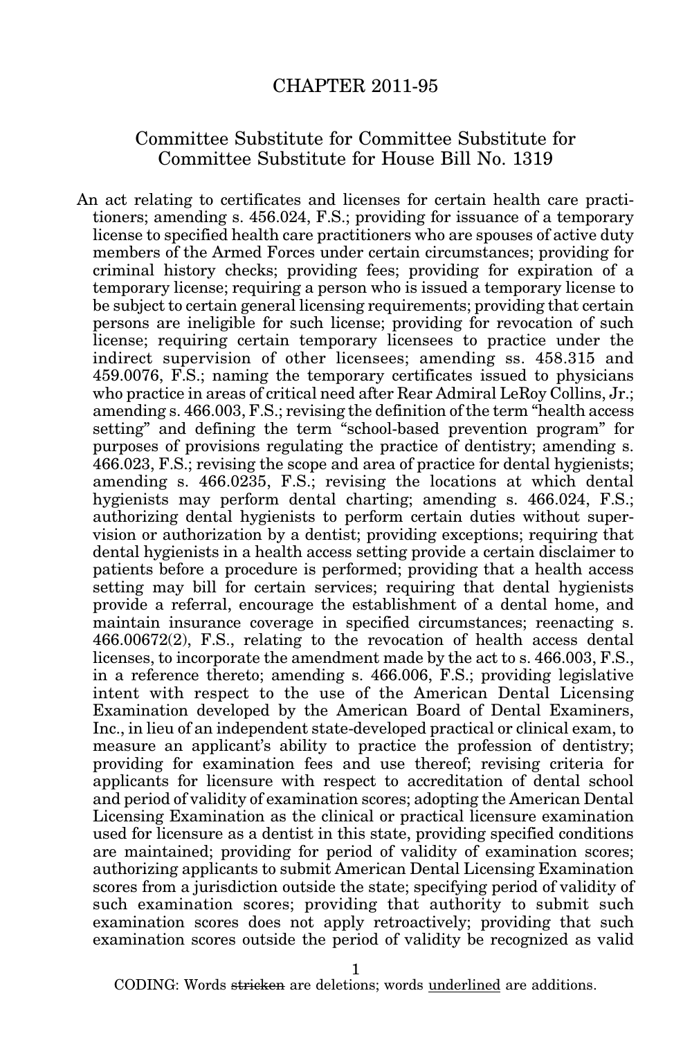# CHAPTER 2011-95

## Committee Substitute for Committee Substitute for Committee Substitute for House Bill No. 1319

An act relating to certificates and licenses for certain health care practitioners; amending s. 456.024, F.S.; providing for issuance of a temporary license to specified health care practitioners who are spouses of active duty members of the Armed Forces under certain circumstances; providing for criminal history checks; providing fees; providing for expiration of a temporary license; requiring a person who is issued a temporary license to be subject to certain general licensing requirements; providing that certain persons are ineligible for such license; providing for revocation of such license; requiring certain temporary licensees to practice under the indirect supervision of other licensees; amending ss. 458.315 and 459.0076, F.S.; naming the temporary certificates issued to physicians who practice in areas of critical need after Rear Admiral LeRoy Collins, Jr.; amending s. 466.003, F.S.; revising the definition of the term "health access setting" and defining the term "school-based prevention program" for purposes of provisions regulating the practice of dentistry; amending s. 466.023, F.S.; revising the scope and area of practice for dental hygienists; amending s. 466.0235, F.S.; revising the locations at which dental hygienists may perform dental charting; amending s. 466.024, F.S.; authorizing dental hygienists to perform certain duties without supervision or authorization by a dentist; providing exceptions; requiring that dental hygienists in a health access setting provide a certain disclaimer to patients before a procedure is performed; providing that a health access setting may bill for certain services; requiring that dental hygienists provide a referral, encourage the establishment of a dental home, and maintain insurance coverage in specified circumstances; reenacting s. 466.00672(2), F.S., relating to the revocation of health access dental licenses, to incorporate the amendment made by the act to s. 466.003, F.S., in a reference thereto; amending s. 466.006, F.S.; providing legislative intent with respect to the use of the American Dental Licensing Examination developed by the American Board of Dental Examiners, Inc., in lieu of an independent state-developed practical or clinical exam, to measure an applicant's ability to practice the profession of dentistry; providing for examination fees and use thereof; revising criteria for applicants for licensure with respect to accreditation of dental school and period of validity of examination scores; adopting the American Dental Licensing Examination as the clinical or practical licensure examination used for licensure as a dentist in this state, providing specified conditions are maintained; providing for period of validity of examination scores; authorizing applicants to submit American Dental Licensing Examination scores from a jurisdiction outside the state; specifying period of validity of such examination scores; providing that authority to submit such examination scores does not apply retroactively; providing that such examination scores outside the period of validity be recognized as valid

CODING: Words ~~stricken~~ are deletions; words underlined are additions.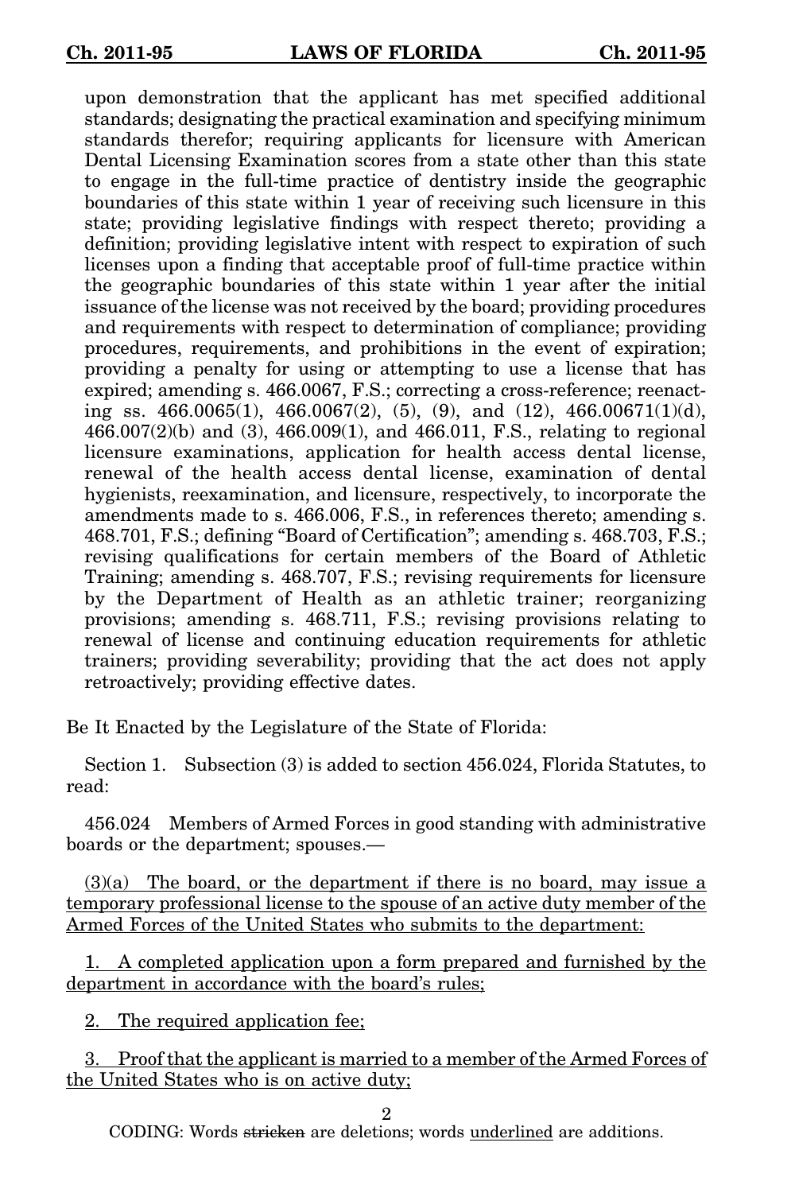upon demonstration that the applicant has met specified additional standards; designating the practical examination and specifying minimum standards therefor; requiring applicants for licensure with American Dental Licensing Examination scores from a state other than this state to engage in the full-time practice of dentistry inside the geographic boundaries of this state within 1 year of receiving such licensure in this state; providing legislative findings with respect thereto; providing a definition; providing legislative intent with respect to expiration of such licenses upon a finding that acceptable proof of full-time practice within the geographic boundaries of this state within 1 year after the initial issuance of the license was not received by the board; providing procedures and requirements with respect to determination of compliance; providing procedures, requirements, and prohibitions in the event of expiration; providing a penalty for using or attempting to use a license that has expired; amending s. 466.0067, F.S.; correcting a cross-reference; reenacting ss. 466.0065(1), 466.0067(2), (5), (9), and (12), 466.00671(1)(d), 466.007(2)(b) and (3), 466.009(1), and 466.011, F.S., relating to regional licensure examinations, application for health access dental license, renewal of the health access dental license, examination of dental hygienists, reexamination, and licensure, respectively, to incorporate the amendments made to s. 466.006, F.S., in references thereto; amending s. 468.701, F.S.; defining "Board of Certification"; amending s. 468.703, F.S.; revising qualifications for certain members of the Board of Athletic Training; amending s. 468.707, F.S.; revising requirements for licensure by the Department of Health as an athletic trainer; reorganizing provisions; amending s. 468.711, F.S.; revising provisions relating to renewal of license and continuing education requirements for athletic trainers; providing severability; providing that the act does not apply retroactively; providing effective dates.

Be It Enacted by the Legislature of the State of Florida:

Section 1. Subsection (3) is added to section 456.024, Florida Statutes, to read:

456.024 Members of Armed Forces in good standing with administrative boards or the department; spouses.—

<u>(3)(a) The board, or the department if there is no board, may issue a temporary professional license to the spouse of an active duty member of the Armed Forces of the United States who submits to the department:</u>

<u>1. A completed application upon a form prepared and furnished by the department in accordance with the board's rules;</u>

<u>2. The required application fee;</u>

<u>3. Proof that the applicant is married to a member of the Armed Forces of the United States who is on active duty;</u>

CODING: Words ~~stricken~~ are deletions; words <u>underlined</u> are additions.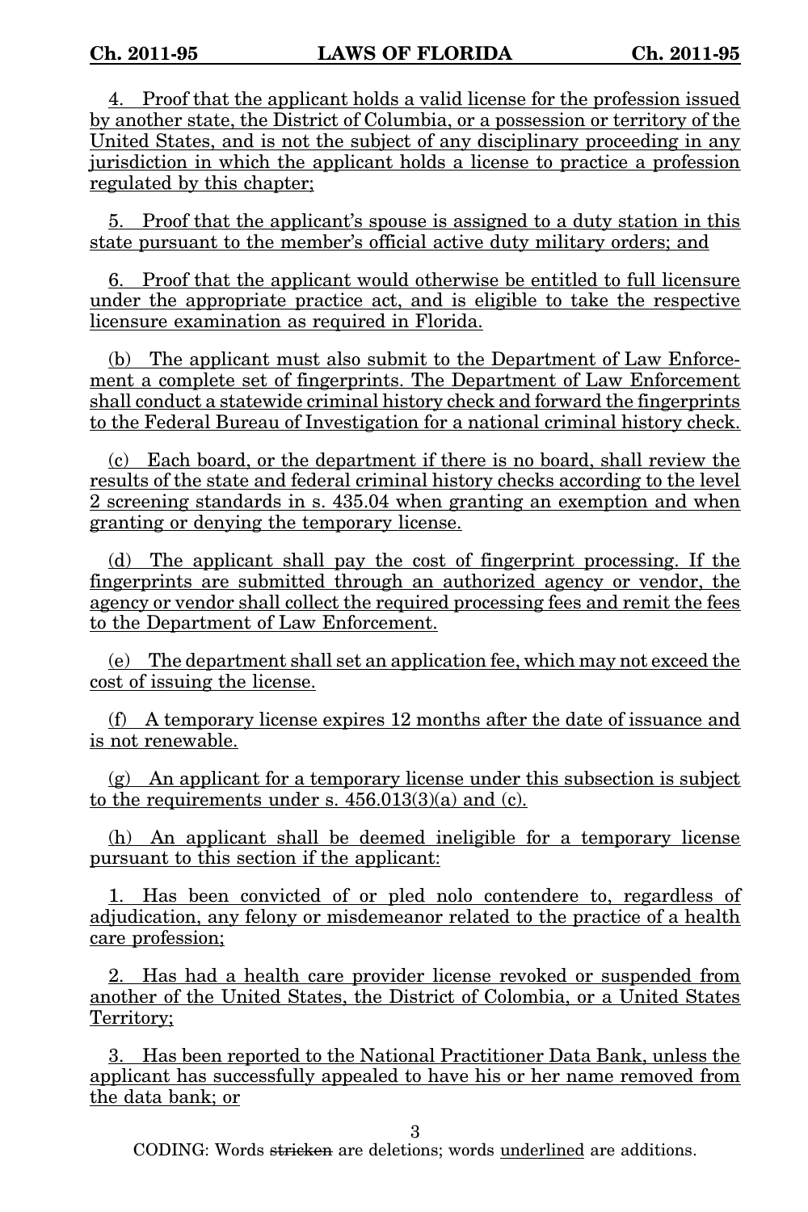4. Proof that the applicant holds a valid license for the profession issued by another state, the District of Columbia, or a possession or territory of the United States, and is not the subject of any disciplinary proceeding in any jurisdiction in which the applicant holds a license to practice a profession regulated by this chapter;

5. Proof that the applicant's spouse is assigned to a duty station in this state pursuant to the member's official active duty military orders; and

6. Proof that the applicant would otherwise be entitled to full licensure under the appropriate practice act, and is eligible to take the respective licensure examination as required in Florida.

(b) The applicant must also submit to the Department of Law Enforcement a complete set of fingerprints. The Department of Law Enforcement shall conduct a statewide criminal history check and forward the fingerprints to the Federal Bureau of Investigation for a national criminal history check.

(c) Each board, or the department if there is no board, shall review the results of the state and federal criminal history checks according to the level 2 screening standards in s. 435.04 when granting an exemption and when granting or denying the temporary license.

(d) The applicant shall pay the cost of fingerprint processing. If the fingerprints are submitted through an authorized agency or vendor, the agency or vendor shall collect the required processing fees and remit the fees to the Department of Law Enforcement.

(e) The department shall set an application fee, which may not exceed the cost of issuing the license.

(f) A temporary license expires 12 months after the date of issuance and is not renewable.

(g) An applicant for a temporary license under this subsection is subject to the requirements under s. 456.013(3)(a) and (c).

(h) An applicant shall be deemed ineligible for a temporary license pursuant to this section if the applicant:

1. Has been convicted of or pled nolo contendere to, regardless of adjudication, any felony or misdemeanor related to the practice of a health care profession;

2. Has had a health care provider license revoked or suspended from another of the United States, the District of Colombia, or a United States Territory;

3. Has been reported to the National Practitioner Data Bank, unless the applicant has successfully appealed to have his or her name removed from the data bank; or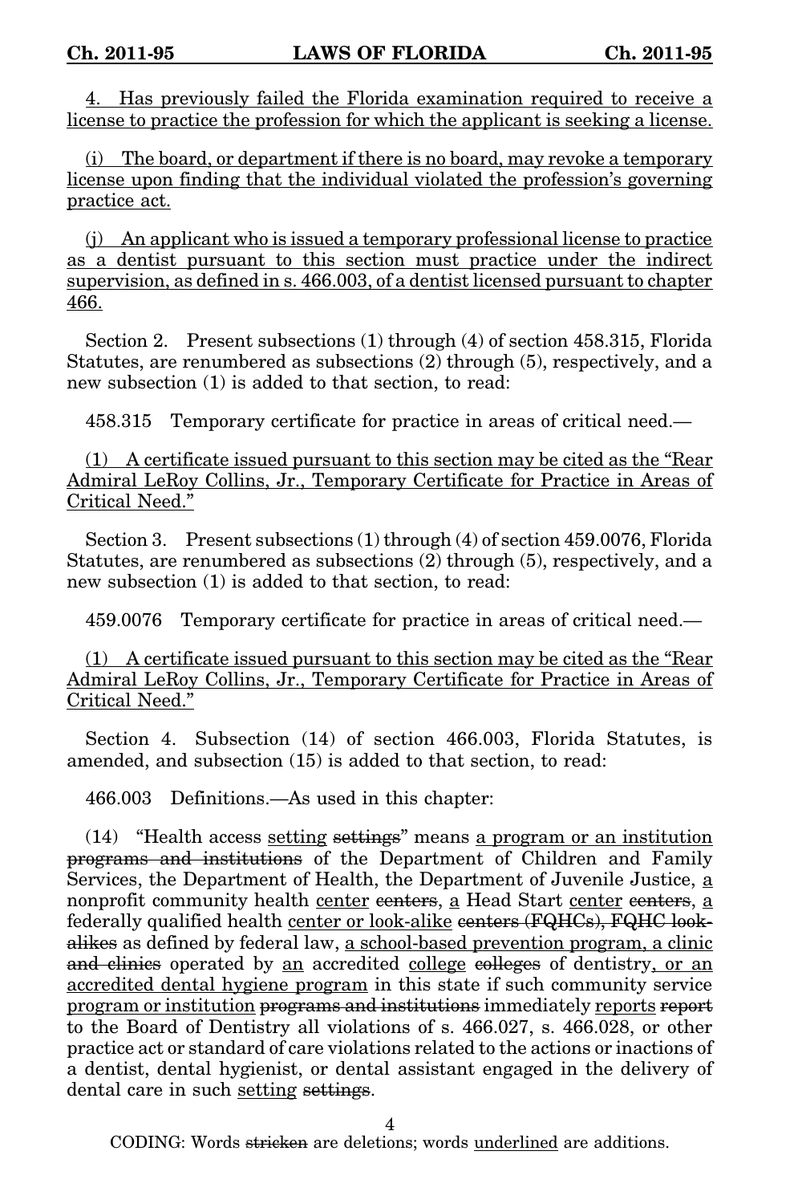<u>4. Has previously failed the Florida examination required to receive a license to practice the profession for which the applicant is seeking a license.</u>

<u>(i) The board, or department if there is no board, may revoke a temporary license upon finding that the individual violated the profession's governing practice act.</u>

<u>(j) An applicant who is issued a temporary professional license to practice as a dentist pursuant to this section must practice under the indirect supervision, as defined in s. 466.003, of a dentist licensed pursuant to chapter 466.</u>

Section 2. Present subsections (1) through (4) of section 458.315, Florida Statutes, are renumbered as subsections (2) through (5), respectively, and a new subsection (1) is added to that section, to read:

458.315 Temporary certificate for practice in areas of critical need.—

<u>(1) A certificate issued pursuant to this section may be cited as the "Rear Admiral LeRoy Collins, Jr., Temporary Certificate for Practice in Areas of Critical Need."</u>

Section 3. Present subsections (1) through (4) of section 459.0076, Florida Statutes, are renumbered as subsections (2) through (5), respectively, and a new subsection (1) is added to that section, to read:

459.0076 Temporary certificate for practice in areas of critical need.—

<u>(1) A certificate issued pursuant to this section may be cited as the "Rear Admiral LeRoy Collins, Jr., Temporary Certificate for Practice in Areas of Critical Need."</u>

Section 4. Subsection (14) of section 466.003, Florida Statutes, is amended, and subsection (15) is added to that section, to read:

466.003 Definitions.—As used in this chapter:

(14) "Health access <u>setting</u> ~~settings~~" means <u>a program or an institution</u> ~~programs and institutions~~ of the Department of Children and Family Services, the Department of Health, the Department of Juvenile Justice, <u>a</u> nonprofit community health <u>center</u> ~~centers~~, <u>a</u> Head Start <u>center</u> ~~centers~~, <u>a</u> federally qualified health <u>center or look-alike</u> ~~centers (FQHCs), FQHC look-alikes~~ as defined by federal law, <u>a school-based prevention program, a clinic</u> ~~and clinics~~ operated by <u>an</u> accredited <u>college</u> ~~colleges~~ of dentistry<u>, or an accredited dental hygiene program</u> in this state if such community service <u>program or institution</u> ~~programs and institutions~~ immediately <u>reports</u> ~~report~~ to the Board of Dentistry all violations of s. 466.027, s. 466.028, or other practice act or standard of care violations related to the actions or inactions of a dentist, dental hygienist, or dental assistant engaged in the delivery of dental care in such <u>setting</u> ~~settings~~.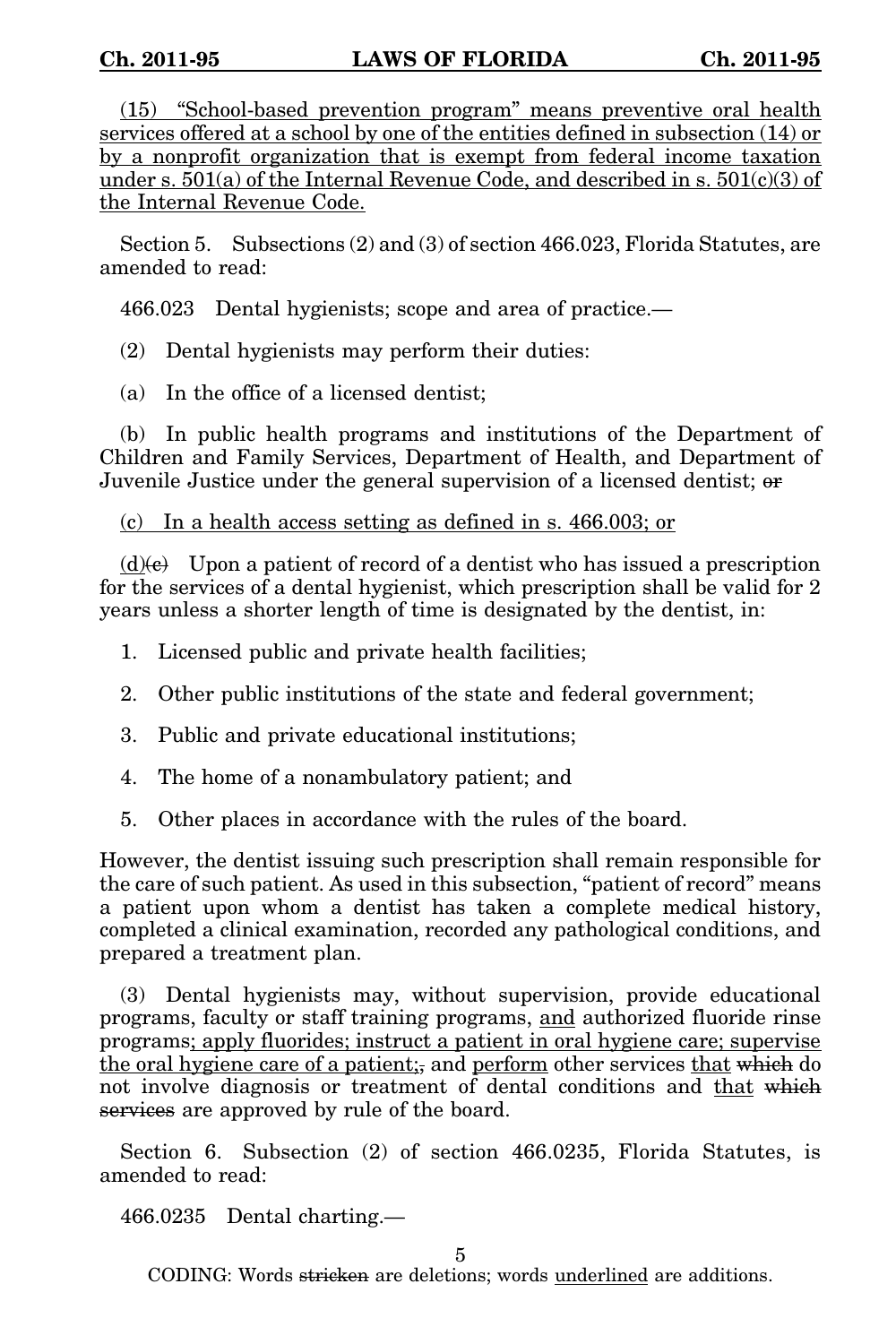<u>(15) "School-based prevention program" means preventive oral health services offered at a school by one of the entities defined in subsection (14) or by a nonprofit organization that is exempt from federal income taxation under s. 501(a) of the Internal Revenue Code, and described in s. 501(c)(3) of the Internal Revenue Code.</u>

Section 5. Subsections (2) and (3) of section 466.023, Florida Statutes, are amended to read:

466.023 Dental hygienists; scope and area of practice.—

(2) Dental hygienists may perform their duties:

(a) In the office of a licensed dentist;

(b) In public health programs and institutions of the Department of Children and Family Services, Department of Health, and Department of Juvenile Justice under the general supervision of a licensed dentist; ~~or~~

<u>(c) In a health access setting as defined in s. 466.003; or</u>

<u>(d)</u>~~(c)~~ Upon a patient of record of a dentist who has issued a prescription for the services of a dental hygienist, which prescription shall be valid for 2 years unless a shorter length of time is designated by the dentist, in:

1. Licensed public and private health facilities;

2. Other public institutions of the state and federal government;

3. Public and private educational institutions;

4. The home of a nonambulatory patient; and

5. Other places in accordance with the rules of the board.

However, the dentist issuing such prescription shall remain responsible for the care of such patient. As used in this subsection, "patient of record" means a patient upon whom a dentist has taken a complete medical history, completed a clinical examination, recorded any pathological conditions, and prepared a treatment plan.

(3) Dental hygienists may, without supervision, provide educational programs, faculty or staff training programs, <u>and</u> authorized fluoride rinse programs<u>; apply fluorides; instruct a patient in oral hygiene care; supervise the oral hygiene care of a patient;</u>~~,~~ and <u>perform</u> other services <u>that</u> ~~which~~ do not involve diagnosis or treatment of dental conditions and <u>that</u> ~~which services~~ are approved by rule of the board.

Section 6. Subsection (2) of section 466.0235, Florida Statutes, is amended to read:

466.0235 Dental charting.—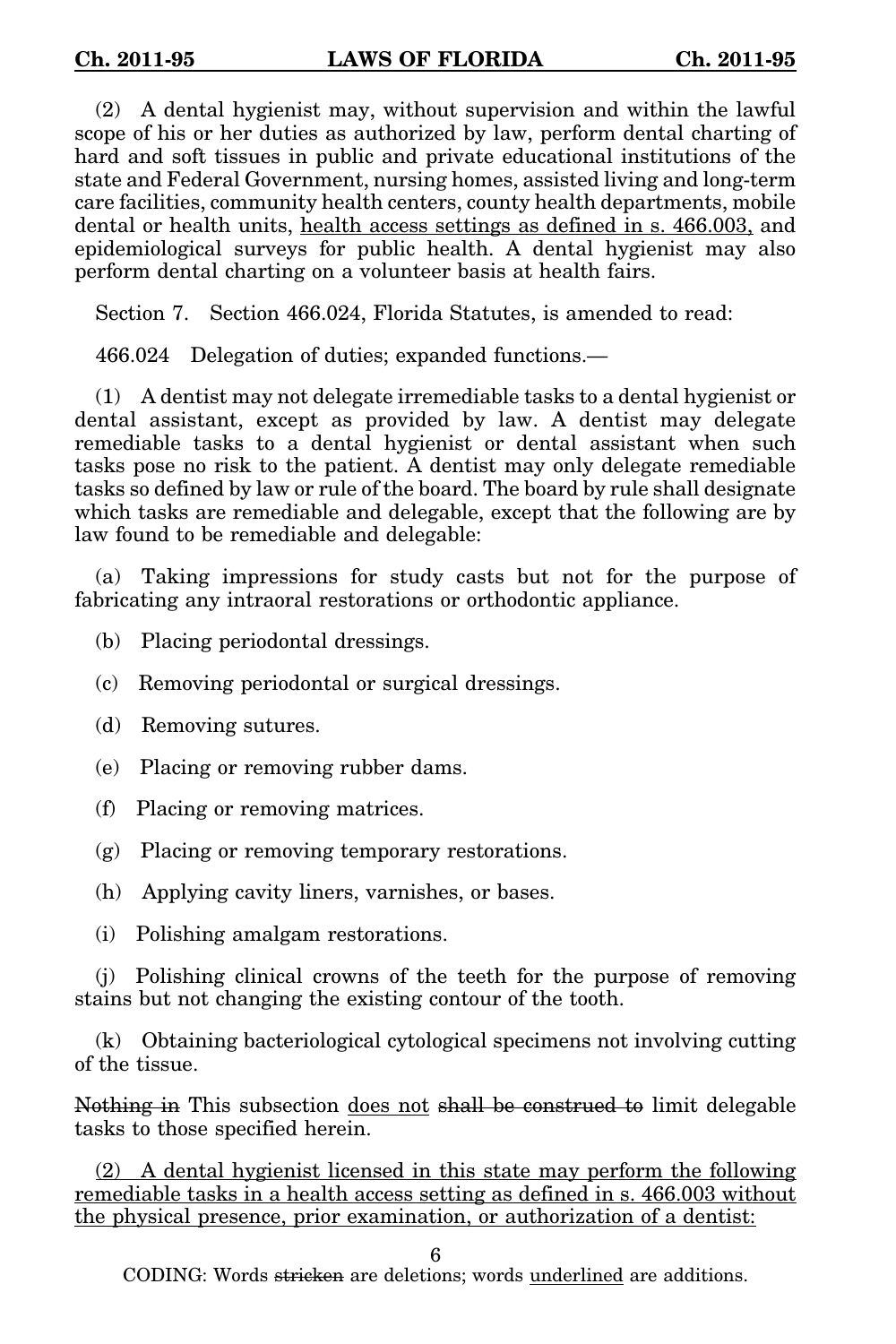(2) A dental hygienist may, without supervision and within the lawful scope of his or her duties as authorized by law, perform dental charting of hard and soft tissues in public and private educational institutions of the state and Federal Government, nursing homes, assisted living and long-term care facilities, community health centers, county health departments, mobile dental or health units, <u>health access settings as defined in s. 466.003,</u> and epidemiological surveys for public health. A dental hygienist may also perform dental charting on a volunteer basis at health fairs.

Section 7. Section 466.024, Florida Statutes, is amended to read:

466.024 Delegation of duties; expanded functions.—

(1) A dentist may not delegate irremediable tasks to a dental hygienist or dental assistant, except as provided by law. A dentist may delegate remediable tasks to a dental hygienist or dental assistant when such tasks pose no risk to the patient. A dentist may only delegate remediable tasks so defined by law or rule of the board. The board by rule shall designate which tasks are remediable and delegable, except that the following are by law found to be remediable and delegable:

(a) Taking impressions for study casts but not for the purpose of fabricating any intraoral restorations or orthodontic appliance.

(b) Placing periodontal dressings.

(c) Removing periodontal or surgical dressings.

(d) Removing sutures.

(e) Placing or removing rubber dams.

(f) Placing or removing matrices.

(g) Placing or removing temporary restorations.

(h) Applying cavity liners, varnishes, or bases.

(i) Polishing amalgam restorations.

(j) Polishing clinical crowns of the teeth for the purpose of removing stains but not changing the existing contour of the tooth.

(k) Obtaining bacteriological cytological specimens not involving cutting of the tissue.

~~Nothing in~~ This subsection <u>does not</u> ~~shall be construed to~~ limit delegable tasks to those specified herein.

<u>(2) A dental hygienist licensed in this state may perform the following remediable tasks in a health access setting as defined in s. 466.003 without the physical presence, prior examination, or authorization of a dentist:</u>

CODING: Words ~~stricken~~ are deletions; words <u>underlined</u> are additions.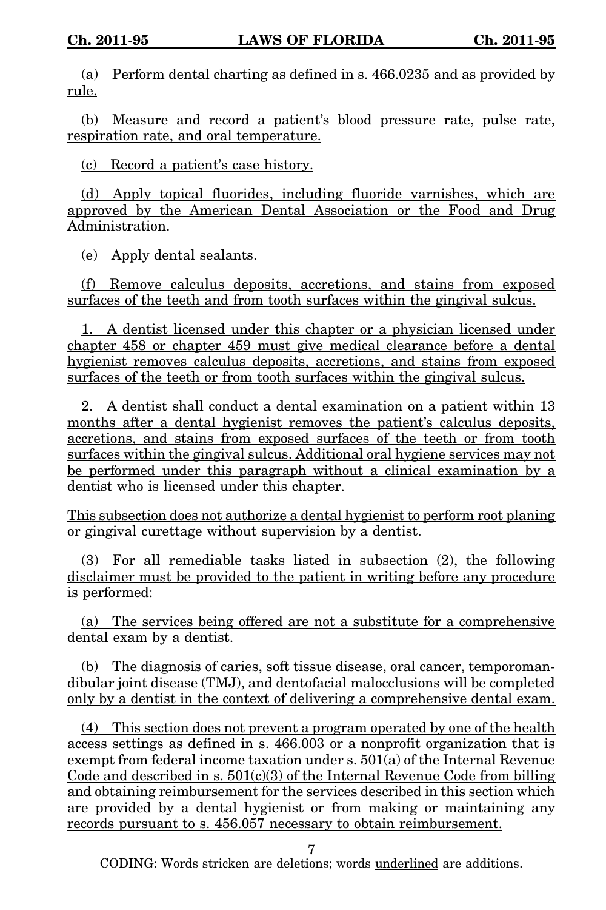(a) Perform dental charting as defined in s. 466.0235 and as provided by rule.

(b) Measure and record a patient's blood pressure rate, pulse rate, respiration rate, and oral temperature.

(c) Record a patient's case history.

(d) Apply topical fluorides, including fluoride varnishes, which are approved by the American Dental Association or the Food and Drug Administration.

(e) Apply dental sealants.

(f) Remove calculus deposits, accretions, and stains from exposed surfaces of the teeth and from tooth surfaces within the gingival sulcus.

1. A dentist licensed under this chapter or a physician licensed under chapter 458 or chapter 459 must give medical clearance before a dental hygienist removes calculus deposits, accretions, and stains from exposed surfaces of the teeth or from tooth surfaces within the gingival sulcus.

2. A dentist shall conduct a dental examination on a patient within 13 months after a dental hygienist removes the patient's calculus deposits, accretions, and stains from exposed surfaces of the teeth or from tooth surfaces within the gingival sulcus. Additional oral hygiene services may not be performed under this paragraph without a clinical examination by a dentist who is licensed under this chapter.

This subsection does not authorize a dental hygienist to perform root planing or gingival curettage without supervision by a dentist.

(3) For all remediable tasks listed in subsection (2), the following disclaimer must be provided to the patient in writing before any procedure is performed:

(a) The services being offered are not a substitute for a comprehensive dental exam by a dentist.

(b) The diagnosis of caries, soft tissue disease, oral cancer, temporomandibular joint disease (TMJ), and dentofacial malocclusions will be completed only by a dentist in the context of delivering a comprehensive dental exam.

(4) This section does not prevent a program operated by one of the health access settings as defined in s. 466.003 or a nonprofit organization that is exempt from federal income taxation under s. 501(a) of the Internal Revenue Code and described in s. 501(c)(3) of the Internal Revenue Code from billing and obtaining reimbursement for the services described in this section which are provided by a dental hygienist or from making or maintaining any records pursuant to s. 456.057 necessary to obtain reimbursement.

CODING: Words stricken are deletions; words underlined are additions.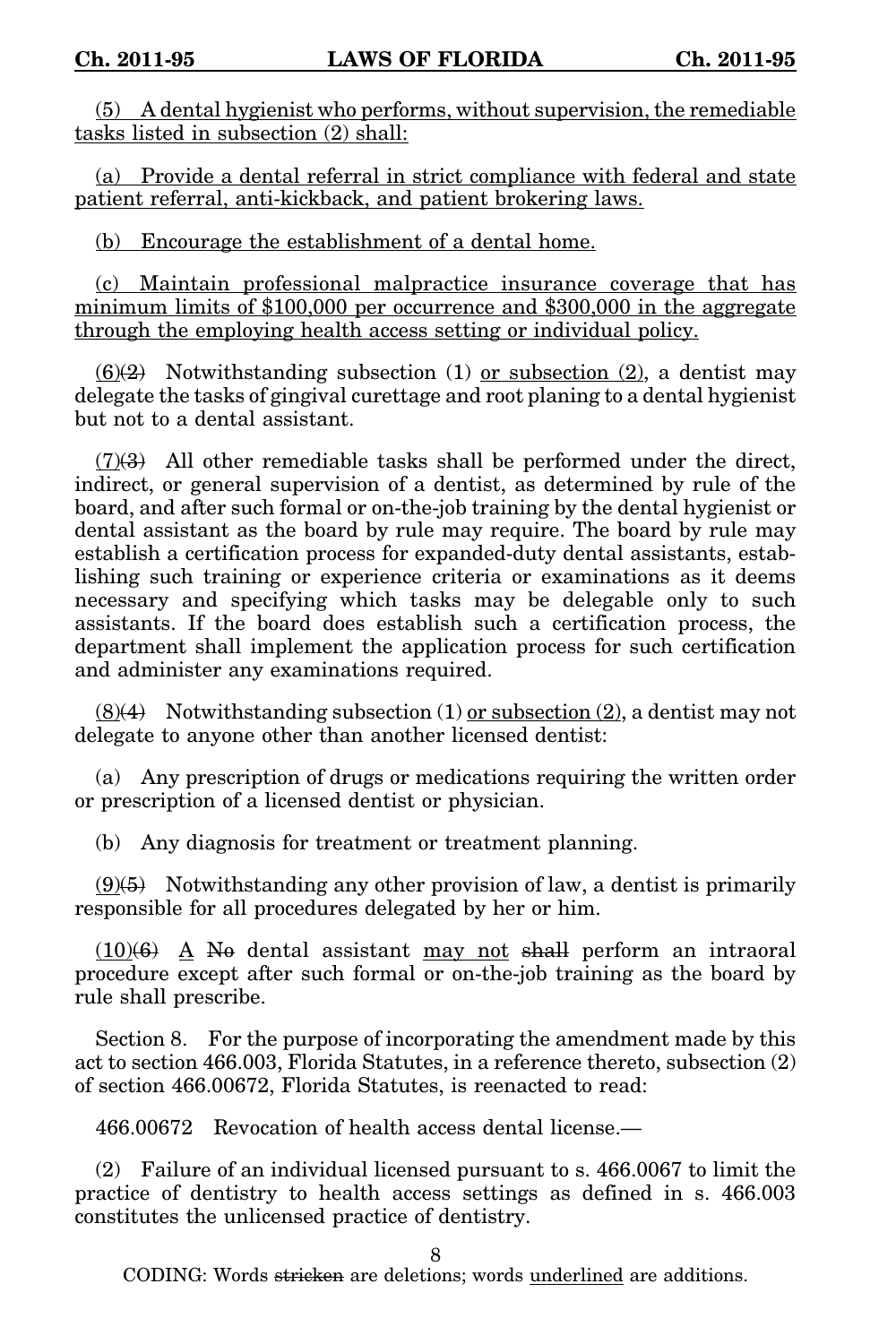(5) A dental hygienist who performs, without supervision, the remediable tasks listed in subsection (2) shall:

(a) Provide a dental referral in strict compliance with federal and state patient referral, anti-kickback, and patient brokering laws.

(b) Encourage the establishment of a dental home.

(c) Maintain professional malpractice insurance coverage that has minimum limits of $100,000 per occurrence and $300,000 in the aggregate through the employing health access setting or individual policy.

(6)(2) Notwithstanding subsection (1) or subsection (2), a dentist may delegate the tasks of gingival curettage and root planing to a dental hygienist but not to a dental assistant.

(7)(3) All other remediable tasks shall be performed under the direct, indirect, or general supervision of a dentist, as determined by rule of the board, and after such formal or on-the-job training by the dental hygienist or dental assistant as the board by rule may require. The board by rule may establish a certification process for expanded-duty dental assistants, establishing such training or experience criteria or examinations as it deems necessary and specifying which tasks may be delegable only to such assistants. If the board does establish such a certification process, the department shall implement the application process for such certification and administer any examinations required.

(8)(4) Notwithstanding subsection (1) or subsection (2), a dentist may not delegate to anyone other than another licensed dentist:

(a) Any prescription of drugs or medications requiring the written order or prescription of a licensed dentist or physician.

(b) Any diagnosis for treatment or treatment planning.

(9)(5) Notwithstanding any other provision of law, a dentist is primarily responsible for all procedures delegated by her or him.

(10)(6) A No dental assistant may not shall perform an intraoral procedure except after such formal or on-the-job training as the board by rule shall prescribe.

Section 8. For the purpose of incorporating the amendment made by this act to section 466.003, Florida Statutes, in a reference thereto, subsection (2) of section 466.00672, Florida Statutes, is reenacted to read:

466.00672 Revocation of health access dental license.—

(2) Failure of an individual licensed pursuant to s. 466.0067 to limit the practice of dentistry to health access settings as defined in s. 466.003 constitutes the unlicensed practice of dentistry.

CODING: Words stricken are deletions; words underlined are additions.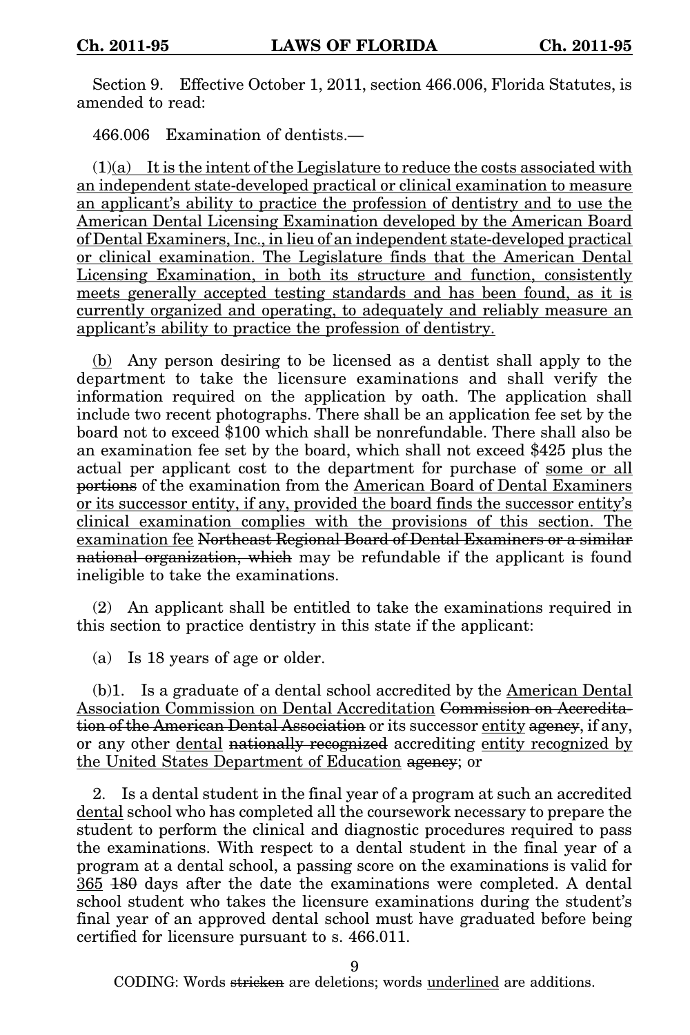Section 9. Effective October 1, 2011, section 466.006, Florida Statutes, is amended to read:

466.006 Examination of dentists.—

(1)<u>(a) It is the intent of the Legislature to reduce the costs associated with an independent state-developed practical or clinical examination to measure an applicant's ability to practice the profession of dentistry and to use the American Dental Licensing Examination developed by the American Board of Dental Examiners, Inc., in lieu of an independent state-developed practical or clinical examination. The Legislature finds that the American Dental Licensing Examination, in both its structure and function, consistently meets generally accepted testing standards and has been found, as it is currently organized and operating, to adequately and reliably measure an applicant's ability to practice the profession of dentistry.</u>

<u>(b)</u> Any person desiring to be licensed as a dentist shall apply to the department to take the licensure examinations and shall verify the information required on the application by oath. The application shall include two recent photographs. There shall be an application fee set by the board not to exceed $100 which shall be nonrefundable. There shall also be an examination fee set by the board, which shall not exceed $425 plus the actual per applicant cost to the department for purchase of <u>some or all</u> ~~portions~~ of the examination from the <u>American Board of Dental Examiners or its successor entity, if any, provided the board finds the successor entity's clinical examination complies with the provisions of this section. The examination fee</u> ~~Northeast Regional Board of Dental Examiners or a similar national organization, which~~ may be refundable if the applicant is found ineligible to take the examinations.

(2) An applicant shall be entitled to take the examinations required in this section to practice dentistry in this state if the applicant:

(a) Is 18 years of age or older.

(b)1. Is a graduate of a dental school accredited by the <u>American Dental Association Commission on Dental Accreditation</u> ~~Commission on Accreditation of the American Dental Association~~ or its successor <u>entity</u> ~~agency~~, if any, or any other <u>dental</u> ~~nationally recognized~~ accrediting <u>entity recognized by the United States Department of Education</u> ~~agency~~; or

2. Is a dental student in the final year of a program at such an accredited <u>dental</u> school who has completed all the coursework necessary to prepare the student to perform the clinical and diagnostic procedures required to pass the examinations. With respect to a dental student in the final year of a program at a dental school, a passing score on the examinations is valid for <u>365</u> ~~180~~ days after the date the examinations were completed. A dental school student who takes the licensure examinations during the student's final year of an approved dental school must have graduated before being certified for licensure pursuant to s. 466.011.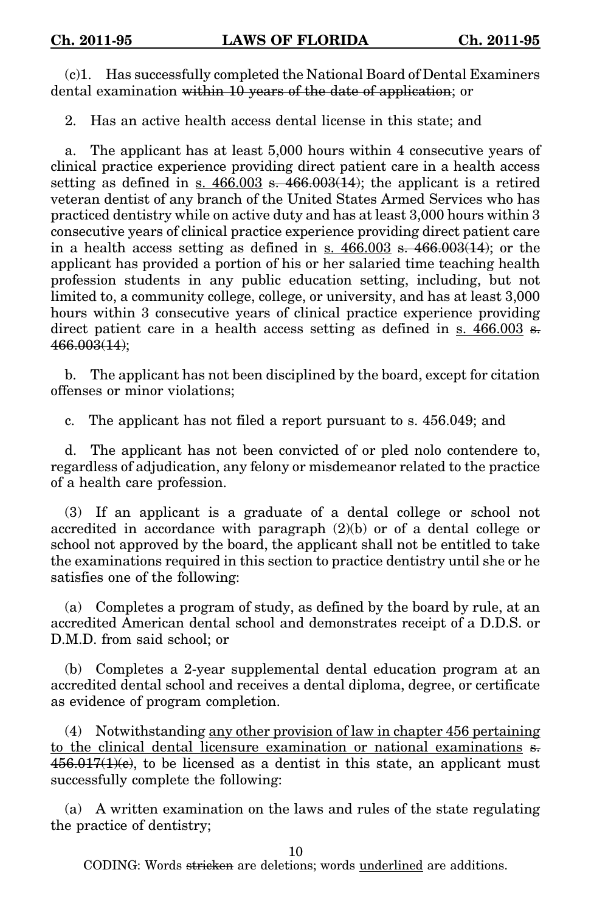(c)1. Has successfully completed the National Board of Dental Examiners dental examination ~~within 10 years of the date of application~~; or

2. Has an active health access dental license in this state; and

a. The applicant has at least 5,000 hours within 4 consecutive years of clinical practice experience providing direct patient care in a health access setting as defined in <u>s. 466.003</u> ~~s. 466.003(14)~~; the applicant is a retired veteran dentist of any branch of the United States Armed Services who has practiced dentistry while on active duty and has at least 3,000 hours within 3 consecutive years of clinical practice experience providing direct patient care in a health access setting as defined in <u>s. 466.003</u> ~~s. 466.003(14)~~; or the applicant has provided a portion of his or her salaried time teaching health profession students in any public education setting, including, but not limited to, a community college, college, or university, and has at least 3,000 hours within 3 consecutive years of clinical practice experience providing direct patient care in a health access setting as defined in <u>s. 466.003</u> ~~s. 466.003(14)~~;

b. The applicant has not been disciplined by the board, except for citation offenses or minor violations;

c. The applicant has not filed a report pursuant to s. 456.049; and

d. The applicant has not been convicted of or pled nolo contendere to, regardless of adjudication, any felony or misdemeanor related to the practice of a health care profession.

(3) If an applicant is a graduate of a dental college or school not accredited in accordance with paragraph (2)(b) or of a dental college or school not approved by the board, the applicant shall not be entitled to take the examinations required in this section to practice dentistry until she or he satisfies one of the following:

(a) Completes a program of study, as defined by the board by rule, at an accredited American dental school and demonstrates receipt of a D.D.S. or D.M.D. from said school; or

(b) Completes a 2-year supplemental dental education program at an accredited dental school and receives a dental diploma, degree, or certificate as evidence of program completion.

(4) Notwithstanding <u>any other provision of law in chapter 456 pertaining to the clinical dental licensure examination or national examinations</u> ~~s. 456.017(1)(c)~~, to be licensed as a dentist in this state, an applicant must successfully complete the following:

(a) A written examination on the laws and rules of the state regulating the practice of dentistry;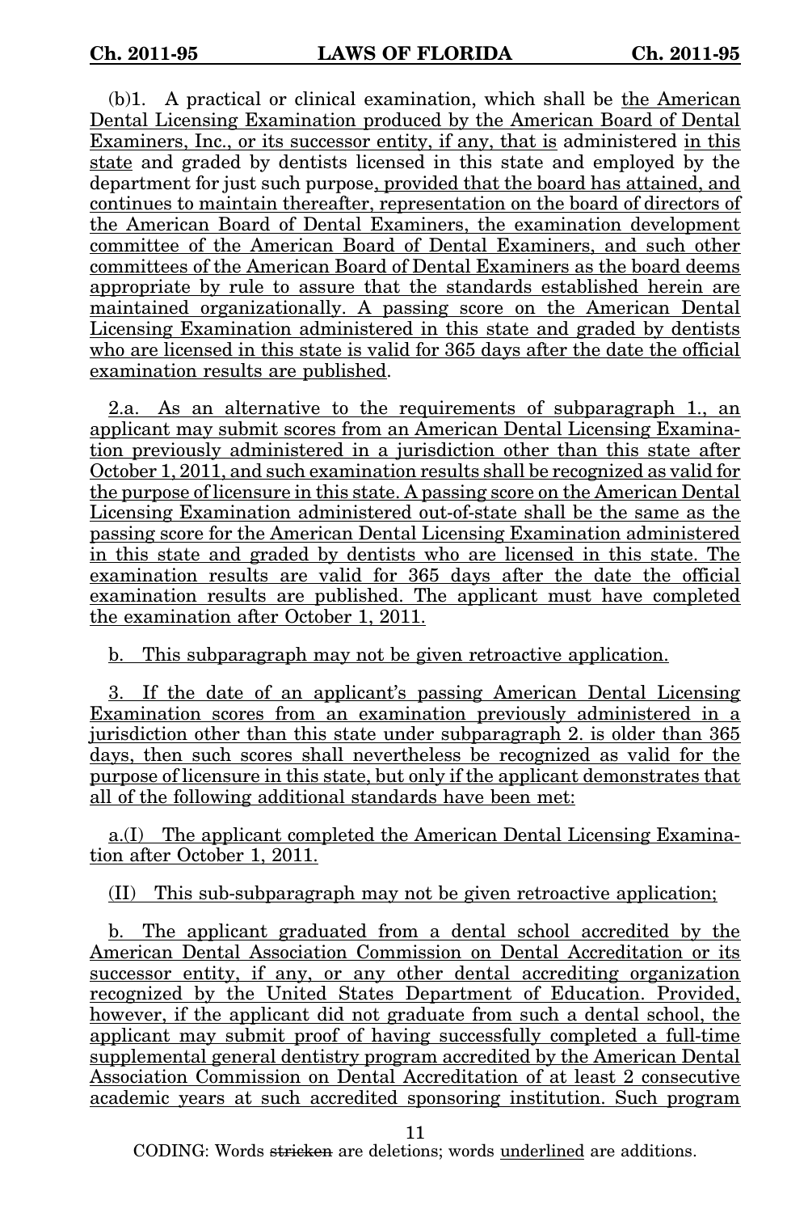(b)1. A practical or clinical examination, which shall be the American Dental Licensing Examination produced by the American Board of Dental Examiners, Inc., or its successor entity, if any, that is administered in this state and graded by dentists licensed in this state and employed by the department for just such purpose, provided that the board has attained, and continues to maintain thereafter, representation on the board of directors of the American Board of Dental Examiners, the examination development committee of the American Board of Dental Examiners, and such other committees of the American Board of Dental Examiners as the board deems appropriate by rule to assure that the standards established herein are maintained organizationally. A passing score on the American Dental Licensing Examination administered in this state and graded by dentists who are licensed in this state is valid for 365 days after the date the official examination results are published.

2.a. As an alternative to the requirements of subparagraph 1., an applicant may submit scores from an American Dental Licensing Examination previously administered in a jurisdiction other than this state after October 1, 2011, and such examination results shall be recognized as valid for the purpose of licensure in this state. A passing score on the American Dental Licensing Examination administered out-of-state shall be the same as the passing score for the American Dental Licensing Examination administered in this state and graded by dentists who are licensed in this state. The examination results are valid for 365 days after the date the official examination results are published. The applicant must have completed the examination after October 1, 2011.

b. This subparagraph may not be given retroactive application.

3. If the date of an applicant's passing American Dental Licensing Examination scores from an examination previously administered in a jurisdiction other than this state under subparagraph 2. is older than 365 days, then such scores shall nevertheless be recognized as valid for the purpose of licensure in this state, but only if the applicant demonstrates that all of the following additional standards have been met:

a.(I) The applicant completed the American Dental Licensing Examination after October 1, 2011.

(II) This sub-subparagraph may not be given retroactive application;

b. The applicant graduated from a dental school accredited by the American Dental Association Commission on Dental Accreditation or its successor entity, if any, or any other dental accrediting organization recognized by the United States Department of Education. Provided, however, if the applicant did not graduate from such a dental school, the applicant may submit proof of having successfully completed a full-time supplemental general dentistry program accredited by the American Dental Association Commission on Dental Accreditation of at least 2 consecutive academic years at such accredited sponsoring institution. Such program

CODING: Words stricken are deletions; words underlined are additions.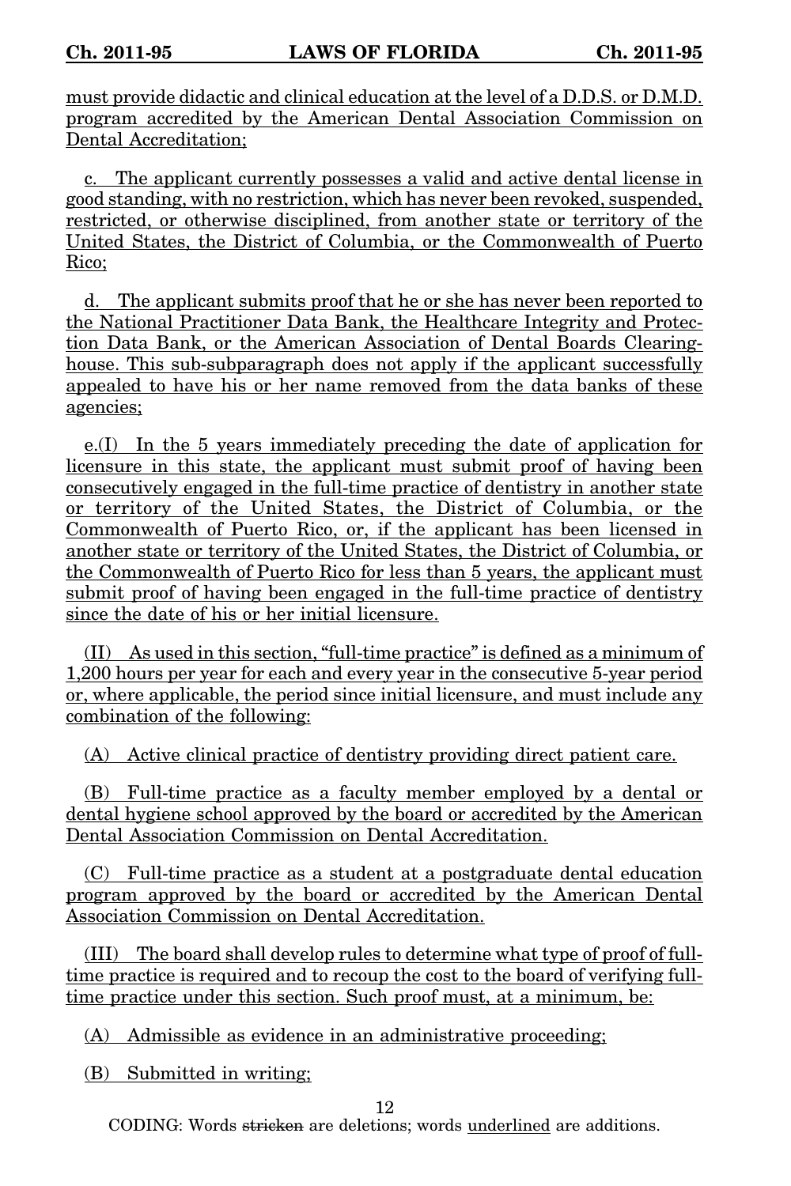must provide didactic and clinical education at the level of a D.D.S. or D.M.D. program accredited by the American Dental Association Commission on Dental Accreditation;

c. The applicant currently possesses a valid and active dental license in good standing, with no restriction, which has never been revoked, suspended, restricted, or otherwise disciplined, from another state or territory of the United States, the District of Columbia, or the Commonwealth of Puerto Rico;

d. The applicant submits proof that he or she has never been reported to the National Practitioner Data Bank, the Healthcare Integrity and Protection Data Bank, or the American Association of Dental Boards Clearinghouse. This sub-subparagraph does not apply if the applicant successfully appealed to have his or her name removed from the data banks of these agencies;

e.(I) In the 5 years immediately preceding the date of application for licensure in this state, the applicant must submit proof of having been consecutively engaged in the full-time practice of dentistry in another state or territory of the United States, the District of Columbia, or the Commonwealth of Puerto Rico, or, if the applicant has been licensed in another state or territory of the United States, the District of Columbia, or the Commonwealth of Puerto Rico for less than 5 years, the applicant must submit proof of having been engaged in the full-time practice of dentistry since the date of his or her initial licensure.

(II) As used in this section, "full-time practice" is defined as a minimum of 1,200 hours per year for each and every year in the consecutive 5-year period or, where applicable, the period since initial licensure, and must include any combination of the following:

(A) Active clinical practice of dentistry providing direct patient care.

(B) Full-time practice as a faculty member employed by a dental or dental hygiene school approved by the board or accredited by the American Dental Association Commission on Dental Accreditation.

(C) Full-time practice as a student at a postgraduate dental education program approved by the board or accredited by the American Dental Association Commission on Dental Accreditation.

(III) The board shall develop rules to determine what type of proof of full-time practice is required and to recoup the cost to the board of verifying full-time practice under this section. Such proof must, at a minimum, be:

(A) Admissible as evidence in an administrative proceeding;

(B) Submitted in writing;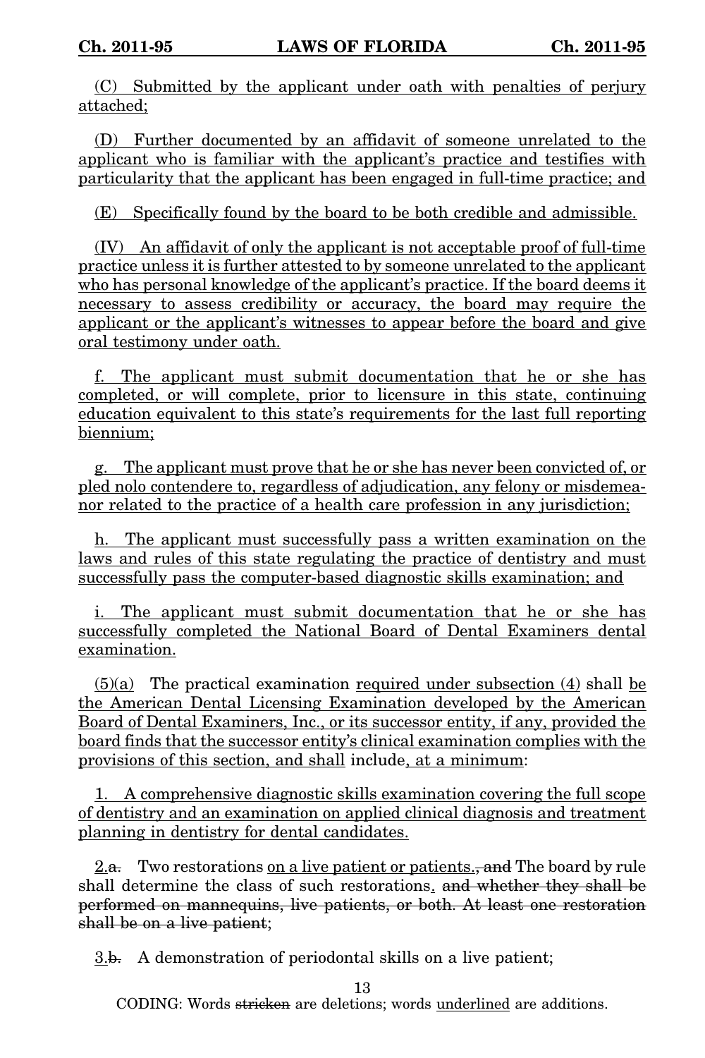(C) Submitted by the applicant under oath with penalties of perjury attached;

(D) Further documented by an affidavit of someone unrelated to the applicant who is familiar with the applicant's practice and testifies with particularity that the applicant has been engaged in full-time practice; and

(E) Specifically found by the board to be both credible and admissible.

(IV) An affidavit of only the applicant is not acceptable proof of full-time practice unless it is further attested to by someone unrelated to the applicant who has personal knowledge of the applicant's practice. If the board deems it necessary to assess credibility or accuracy, the board may require the applicant or the applicant's witnesses to appear before the board and give oral testimony under oath.

f. The applicant must submit documentation that he or she has completed, or will complete, prior to licensure in this state, continuing education equivalent to this state's requirements for the last full reporting biennium;

g. The applicant must prove that he or she has never been convicted of, or pled nolo contendere to, regardless of adjudication, any felony or misdemeanor related to the practice of a health care profession in any jurisdiction;

h. The applicant must successfully pass a written examination on the laws and rules of this state regulating the practice of dentistry and must successfully pass the computer-based diagnostic skills examination; and

i. The applicant must submit documentation that he or she has successfully completed the National Board of Dental Examiners dental examination.

(5)(a) The practical examination required under subsection (4) shall be the American Dental Licensing Examination developed by the American Board of Dental Examiners, Inc., or its successor entity, if any, provided the board finds that the successor entity's clinical examination complies with the provisions of this section, and shall include, at a minimum:

1. A comprehensive diagnostic skills examination covering the full scope of dentistry and an examination on applied clinical diagnosis and treatment planning in dentistry for dental candidates.

2.~~a.~~ Two restorations on a live patient or patients.~~, and~~ The board by rule shall determine the class of such restorations. ~~and whether they shall be performed on mannequins, live patients, or both. At least one restoration shall be on a live patient~~;

3.~~b.~~ A demonstration of periodontal skills on a live patient;

CODING: Words ~~stricken~~ are deletions; words underlined are additions.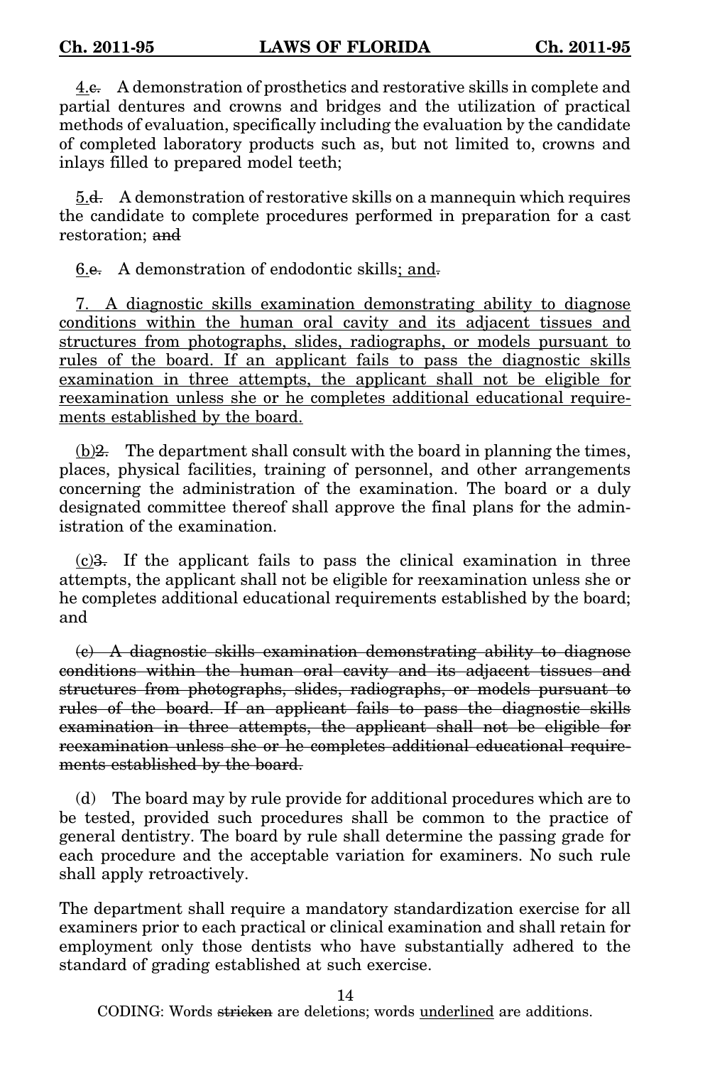4.c. A demonstration of prosthetics and restorative skills in complete and partial dentures and crowns and bridges and the utilization of practical methods of evaluation, specifically including the evaluation by the candidate of completed laboratory products such as, but not limited to, crowns and inlays filled to prepared model teeth;

5.d. A demonstration of restorative skills on a mannequin which requires the candidate to complete procedures performed in preparation for a cast restoration; and

6.e. A demonstration of endodontic skills; and.

7. A diagnostic skills examination demonstrating ability to diagnose conditions within the human oral cavity and its adjacent tissues and structures from photographs, slides, radiographs, or models pursuant to rules of the board. If an applicant fails to pass the diagnostic skills examination in three attempts, the applicant shall not be eligible for reexamination unless she or he completes additional educational requirements established by the board.

(b)2. The department shall consult with the board in planning the times, places, physical facilities, training of personnel, and other arrangements concerning the administration of the examination. The board or a duly designated committee thereof shall approve the final plans for the administration of the examination.

(c)3. If the applicant fails to pass the clinical examination in three attempts, the applicant shall not be eligible for reexamination unless she or he completes additional educational requirements established by the board; and

~~(c) A diagnostic skills examination demonstrating ability to diagnose conditions within the human oral cavity and its adjacent tissues and structures from photographs, slides, radiographs, or models pursuant to rules of the board. If an applicant fails to pass the diagnostic skills examination in three attempts, the applicant shall not be eligible for reexamination unless she or he completes additional educational requirements established by the board.~~

(d) The board may by rule provide for additional procedures which are to be tested, provided such procedures shall be common to the practice of general dentistry. The board by rule shall determine the passing grade for each procedure and the acceptable variation for examiners. No such rule shall apply retroactively.

The department shall require a mandatory standardization exercise for all examiners prior to each practical or clinical examination and shall retain for employment only those dentists who have substantially adhered to the standard of grading established at such exercise.

CODING: Words stricken are deletions; words underlined are additions.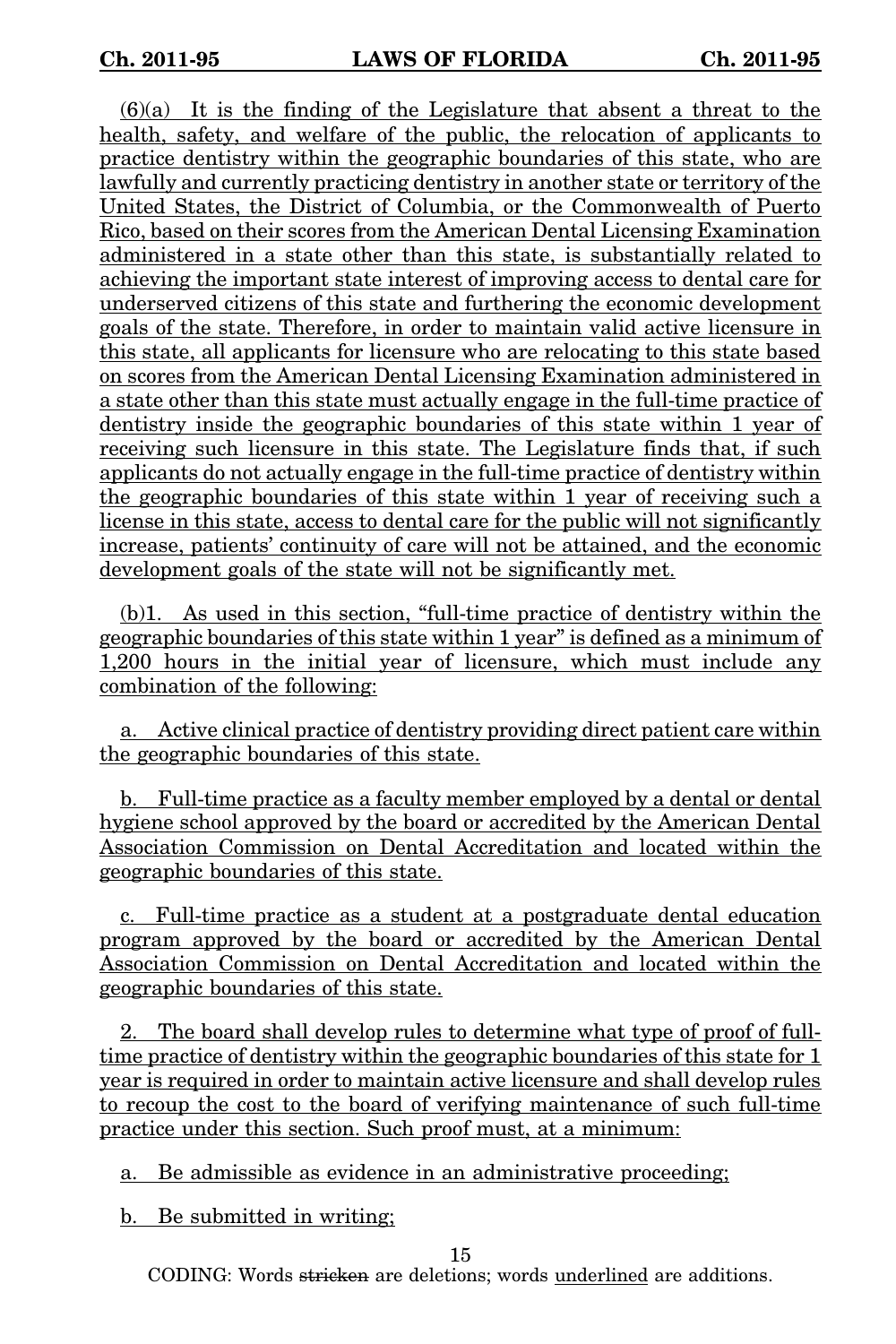(6)(a) It is the finding of the Legislature that absent a threat to the health, safety, and welfare of the public, the relocation of applicants to practice dentistry within the geographic boundaries of this state, who are lawfully and currently practicing dentistry in another state or territory of the United States, the District of Columbia, or the Commonwealth of Puerto Rico, based on their scores from the American Dental Licensing Examination administered in a state other than this state, is substantially related to achieving the important state interest of improving access to dental care for underserved citizens of this state and furthering the economic development goals of the state. Therefore, in order to maintain valid active licensure in this state, all applicants for licensure who are relocating to this state based on scores from the American Dental Licensing Examination administered in a state other than this state must actually engage in the full-time practice of dentistry inside the geographic boundaries of this state within 1 year of receiving such licensure in this state. The Legislature finds that, if such applicants do not actually engage in the full-time practice of dentistry within the geographic boundaries of this state within 1 year of receiving such a license in this state, access to dental care for the public will not significantly increase, patients' continuity of care will not be attained, and the economic development goals of the state will not be significantly met.

(b)1. As used in this section, "full-time practice of dentistry within the geographic boundaries of this state within 1 year" is defined as a minimum of 1,200 hours in the initial year of licensure, which must include any combination of the following:

a. Active clinical practice of dentistry providing direct patient care within the geographic boundaries of this state.

b. Full-time practice as a faculty member employed by a dental or dental hygiene school approved by the board or accredited by the American Dental Association Commission on Dental Accreditation and located within the geographic boundaries of this state.

c. Full-time practice as a student at a postgraduate dental education program approved by the board or accredited by the American Dental Association Commission on Dental Accreditation and located within the geographic boundaries of this state.

2. The board shall develop rules to determine what type of proof of full-time practice of dentistry within the geographic boundaries of this state for 1 year is required in order to maintain active licensure and shall develop rules to recoup the cost to the board of verifying maintenance of such full-time practice under this section. Such proof must, at a minimum:

a. Be admissible as evidence in an administrative proceeding;

b. Be submitted in writing;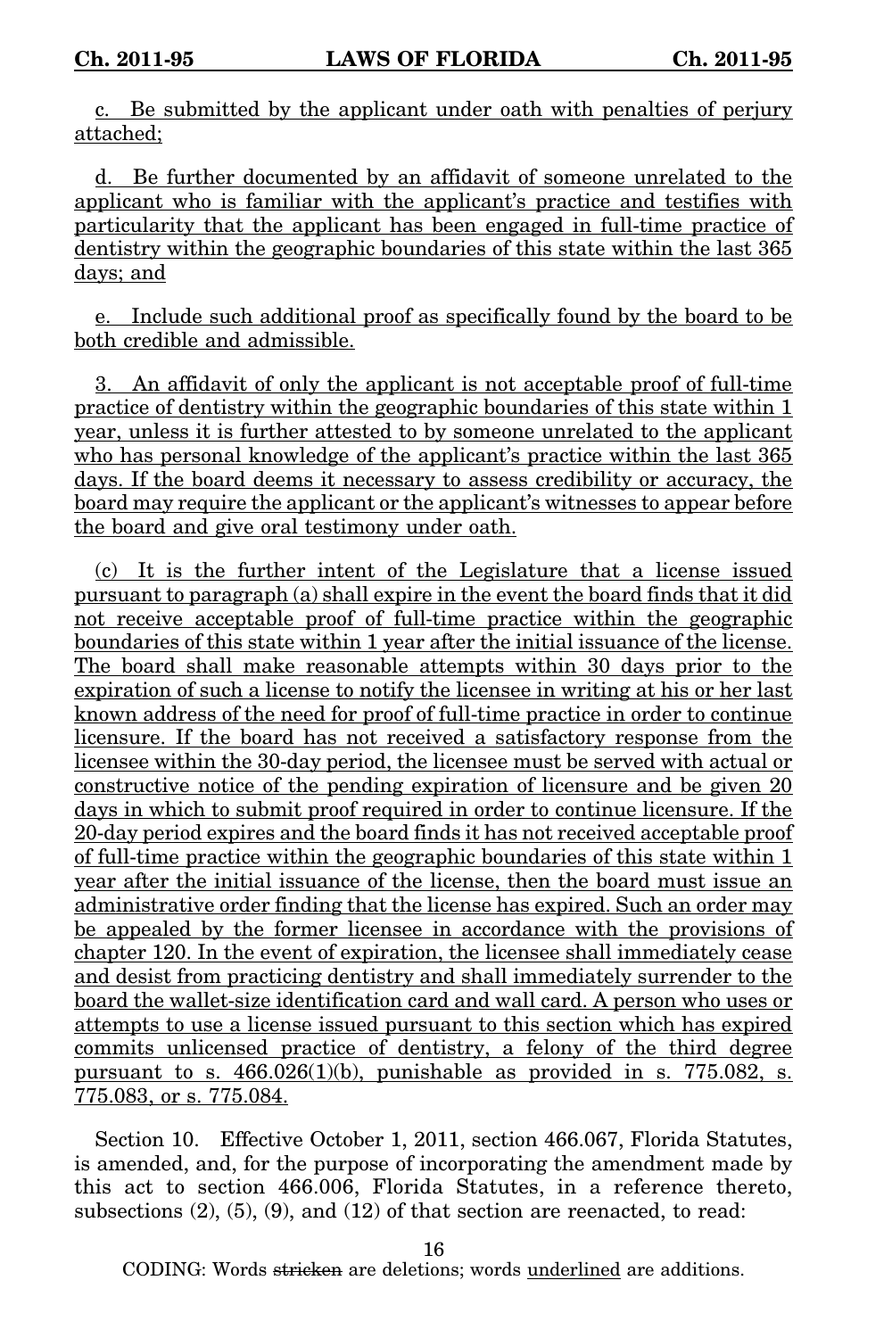c. Be submitted by the applicant under oath with penalties of perjury attached;

d. Be further documented by an affidavit of someone unrelated to the applicant who is familiar with the applicant's practice and testifies with particularity that the applicant has been engaged in full-time practice of dentistry within the geographic boundaries of this state within the last 365 days; and

e. Include such additional proof as specifically found by the board to be both credible and admissible.

3. An affidavit of only the applicant is not acceptable proof of full-time practice of dentistry within the geographic boundaries of this state within 1 year, unless it is further attested to by someone unrelated to the applicant who has personal knowledge of the applicant's practice within the last 365 days. If the board deems it necessary to assess credibility or accuracy, the board may require the applicant or the applicant's witnesses to appear before the board and give oral testimony under oath.

(c) It is the further intent of the Legislature that a license issued pursuant to paragraph (a) shall expire in the event the board finds that it did not receive acceptable proof of full-time practice within the geographic boundaries of this state within 1 year after the initial issuance of the license. The board shall make reasonable attempts within 30 days prior to the expiration of such a license to notify the licensee in writing at his or her last known address of the need for proof of full-time practice in order to continue licensure. If the board has not received a satisfactory response from the licensee within the 30-day period, the licensee must be served with actual or constructive notice of the pending expiration of licensure and be given 20 days in which to submit proof required in order to continue licensure. If the 20-day period expires and the board finds it has not received acceptable proof of full-time practice within the geographic boundaries of this state within 1 year after the initial issuance of the license, then the board must issue an administrative order finding that the license has expired. Such an order may be appealed by the former licensee in accordance with the provisions of chapter 120. In the event of expiration, the licensee shall immediately cease and desist from practicing dentistry and shall immediately surrender to the board the wallet-size identification card and wall card. A person who uses or attempts to use a license issued pursuant to this section which has expired commits unlicensed practice of dentistry, a felony of the third degree pursuant to s. 466.026(1)(b), punishable as provided in s. 775.082, s. 775.083, or s. 775.084.

Section 10. Effective October 1, 2011, section 466.067, Florida Statutes, is amended, and, for the purpose of incorporating the amendment made by this act to section 466.006, Florida Statutes, in a reference thereto, subsections (2), (5), (9), and (12) of that section are reenacted, to read: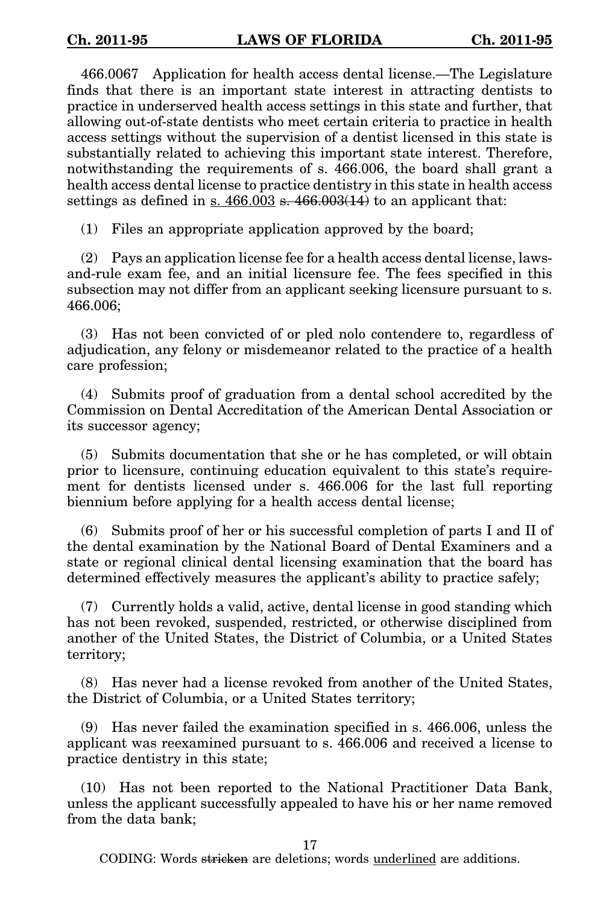466.0067 Application for health access dental license.—The Legislature finds that there is an important state interest in attracting dentists to practice in underserved health access settings in this state and further, that allowing out-of-state dentists who meet certain criteria to practice in health access settings without the supervision of a dentist licensed in this state is substantially related to achieving this important state interest. Therefore, notwithstanding the requirements of s. 466.006, the board shall grant a health access dental license to practice dentistry in this state in health access settings as defined in <u>s. 466.003</u> ~~s. 466.003(14)~~ to an applicant that:

(1) Files an appropriate application approved by the board;

(2) Pays an application license fee for a health access dental license, laws-and-rule exam fee, and an initial licensure fee. The fees specified in this subsection may not differ from an applicant seeking licensure pursuant to s. 466.006;

(3) Has not been convicted of or pled nolo contendere to, regardless of adjudication, any felony or misdemeanor related to the practice of a health care profession;

(4) Submits proof of graduation from a dental school accredited by the Commission on Dental Accreditation of the American Dental Association or its successor agency;

(5) Submits documentation that she or he has completed, or will obtain prior to licensure, continuing education equivalent to this state's requirement for dentists licensed under s. 466.006 for the last full reporting biennium before applying for a health access dental license;

(6) Submits proof of her or his successful completion of parts I and II of the dental examination by the National Board of Dental Examiners and a state or regional clinical dental licensing examination that the board has determined effectively measures the applicant's ability to practice safely;

(7) Currently holds a valid, active, dental license in good standing which has not been revoked, suspended, restricted, or otherwise disciplined from another of the United States, the District of Columbia, or a United States territory;

(8) Has never had a license revoked from another of the United States, the District of Columbia, or a United States territory;

(9) Has never failed the examination specified in s. 466.006, unless the applicant was reexamined pursuant to s. 466.006 and received a license to practice dentistry in this state;

(10) Has not been reported to the National Practitioner Data Bank, unless the applicant successfully appealed to have his or her name removed from the data bank;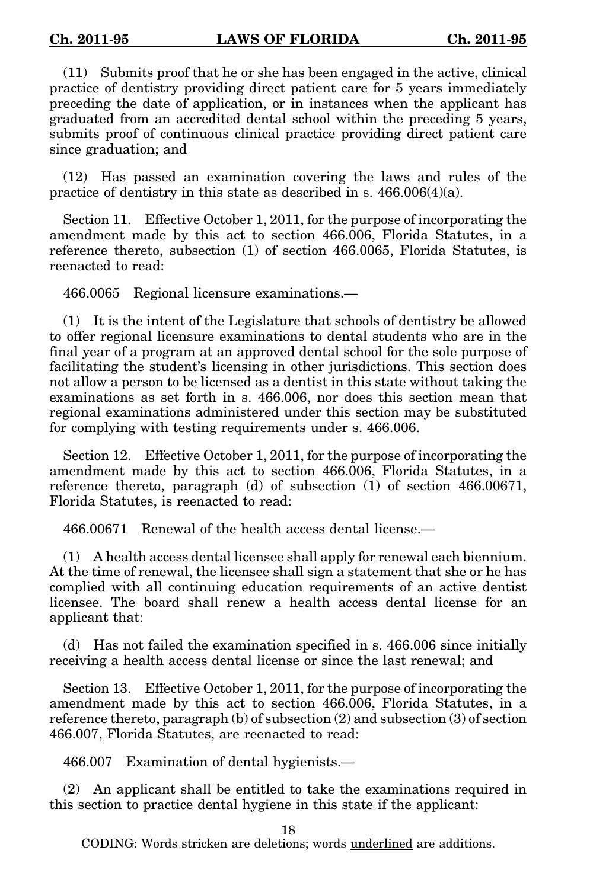(11) Submits proof that he or she has been engaged in the active, clinical practice of dentistry providing direct patient care for 5 years immediately preceding the date of application, or in instances when the applicant has graduated from an accredited dental school within the preceding 5 years, submits proof of continuous clinical practice providing direct patient care since graduation; and

(12) Has passed an examination covering the laws and rules of the practice of dentistry in this state as described in s. 466.006(4)(a).

Section 11. Effective October 1, 2011, for the purpose of incorporating the amendment made by this act to section 466.006, Florida Statutes, in a reference thereto, subsection (1) of section 466.0065, Florida Statutes, is reenacted to read:

466.0065 Regional licensure examinations.—

(1) It is the intent of the Legislature that schools of dentistry be allowed to offer regional licensure examinations to dental students who are in the final year of a program at an approved dental school for the sole purpose of facilitating the student's licensing in other jurisdictions. This section does not allow a person to be licensed as a dentist in this state without taking the examinations as set forth in s. 466.006, nor does this section mean that regional examinations administered under this section may be substituted for complying with testing requirements under s. 466.006.

Section 12. Effective October 1, 2011, for the purpose of incorporating the amendment made by this act to section 466.006, Florida Statutes, in a reference thereto, paragraph (d) of subsection (1) of section 466.00671, Florida Statutes, is reenacted to read:

466.00671 Renewal of the health access dental license.—

(1) A health access dental licensee shall apply for renewal each biennium. At the time of renewal, the licensee shall sign a statement that she or he has complied with all continuing education requirements of an active dentist licensee. The board shall renew a health access dental license for an applicant that:

(d) Has not failed the examination specified in s. 466.006 since initially receiving a health access dental license or since the last renewal; and

Section 13. Effective October 1, 2011, for the purpose of incorporating the amendment made by this act to section 466.006, Florida Statutes, in a reference thereto, paragraph (b) of subsection (2) and subsection (3) of section 466.007, Florida Statutes, are reenacted to read:

466.007 Examination of dental hygienists.—

(2) An applicant shall be entitled to take the examinations required in this section to practice dental hygiene in this state if the applicant: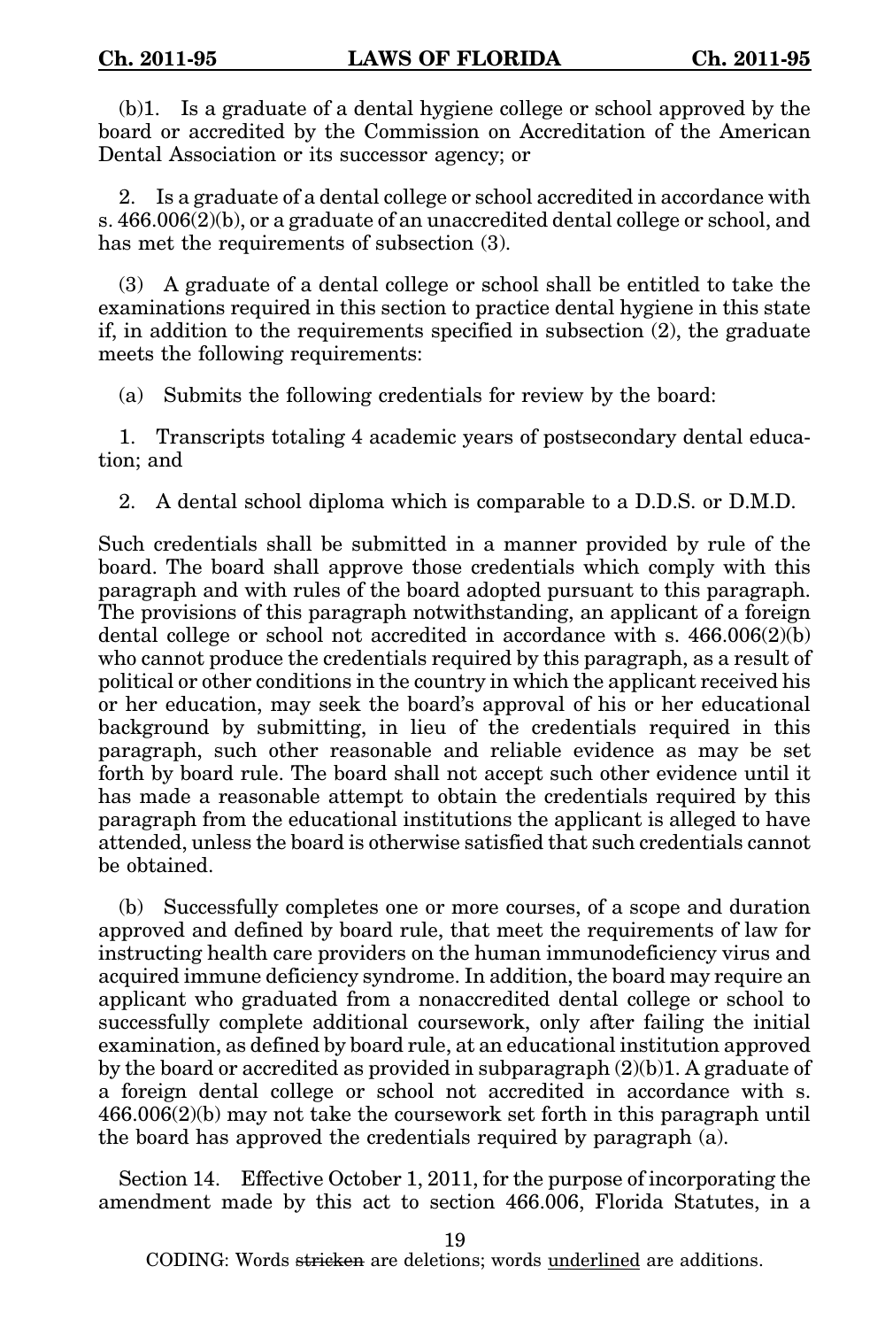(b)1. Is a graduate of a dental hygiene college or school approved by the board or accredited by the Commission on Accreditation of the American Dental Association or its successor agency; or

2. Is a graduate of a dental college or school accredited in accordance with s. 466.006(2)(b), or a graduate of an unaccredited dental college or school, and has met the requirements of subsection (3).

(3) A graduate of a dental college or school shall be entitled to take the examinations required in this section to practice dental hygiene in this state if, in addition to the requirements specified in subsection (2), the graduate meets the following requirements:

(a) Submits the following credentials for review by the board:

1. Transcripts totaling 4 academic years of postsecondary dental education; and

2. A dental school diploma which is comparable to a D.D.S. or D.M.D.

Such credentials shall be submitted in a manner provided by rule of the board. The board shall approve those credentials which comply with this paragraph and with rules of the board adopted pursuant to this paragraph. The provisions of this paragraph notwithstanding, an applicant of a foreign dental college or school not accredited in accordance with s. 466.006(2)(b) who cannot produce the credentials required by this paragraph, as a result of political or other conditions in the country in which the applicant received his or her education, may seek the board's approval of his or her educational background by submitting, in lieu of the credentials required in this paragraph, such other reasonable and reliable evidence as may be set forth by board rule. The board shall not accept such other evidence until it has made a reasonable attempt to obtain the credentials required by this paragraph from the educational institutions the applicant is alleged to have attended, unless the board is otherwise satisfied that such credentials cannot be obtained.

(b) Successfully completes one or more courses, of a scope and duration approved and defined by board rule, that meet the requirements of law for instructing health care providers on the human immunodeficiency virus and acquired immune deficiency syndrome. In addition, the board may require an applicant who graduated from a nonaccredited dental college or school to successfully complete additional coursework, only after failing the initial examination, as defined by board rule, at an educational institution approved by the board or accredited as provided in subparagraph (2)(b)1. A graduate of a foreign dental college or school not accredited in accordance with s. 466.006(2)(b) may not take the coursework set forth in this paragraph until the board has approved the credentials required by paragraph (a).

Section 14. Effective October 1, 2011, for the purpose of incorporating the amendment made by this act to section 466.006, Florida Statutes, in a

CODING: Words ~~stricken~~ are deletions; words <u>underlined</u> are additions.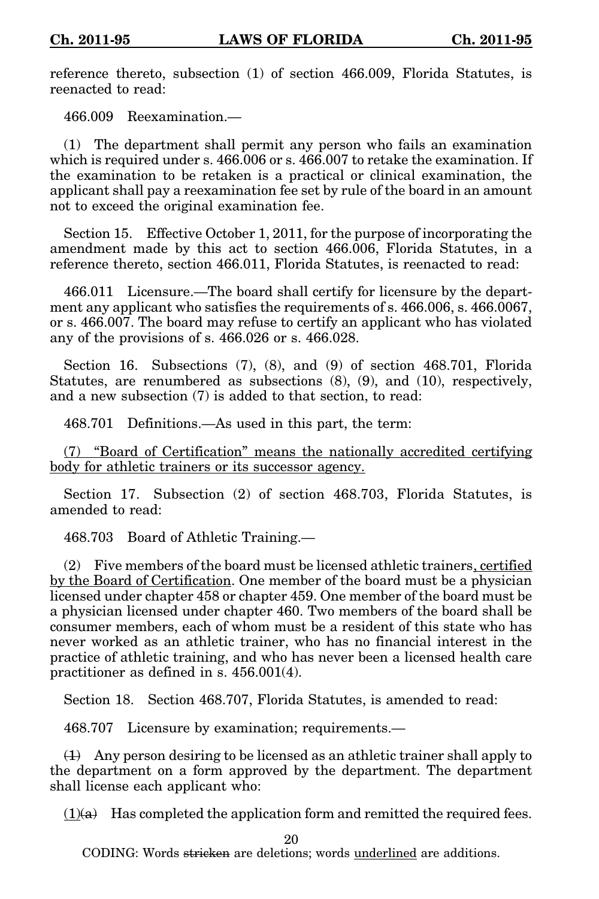reference thereto, subsection (1) of section 466.009, Florida Statutes, is reenacted to read:

466.009 Reexamination.—

(1) The department shall permit any person who fails an examination which is required under s. 466.006 or s. 466.007 to retake the examination. If the examination to be retaken is a practical or clinical examination, the applicant shall pay a reexamination fee set by rule of the board in an amount not to exceed the original examination fee.

Section 15. Effective October 1, 2011, for the purpose of incorporating the amendment made by this act to section 466.006, Florida Statutes, in a reference thereto, section 466.011, Florida Statutes, is reenacted to read:

466.011 Licensure.—The board shall certify for licensure by the department any applicant who satisfies the requirements of s. 466.006, s. 466.0067, or s. 466.007. The board may refuse to certify an applicant who has violated any of the provisions of s. 466.026 or s. 466.028.

Section 16. Subsections (7), (8), and (9) of section 468.701, Florida Statutes, are renumbered as subsections (8), (9), and (10), respectively, and a new subsection (7) is added to that section, to read:

468.701 Definitions.—As used in this part, the term:

<u>(7) "Board of Certification" means the nationally accredited certifying body for athletic trainers or its successor agency.</u>

Section 17. Subsection (2) of section 468.703, Florida Statutes, is amended to read:

468.703 Board of Athletic Training.—

(2) Five members of the board must be licensed athletic trainers<u>, certified by the Board of Certification</u>. One member of the board must be a physician licensed under chapter 458 or chapter 459. One member of the board must be a physician licensed under chapter 460. Two members of the board shall be consumer members, each of whom must be a resident of this state who has never worked as an athletic trainer, who has no financial interest in the practice of athletic training, and who has never been a licensed health care practitioner as defined in s. 456.001(4).

Section 18. Section 468.707, Florida Statutes, is amended to read:

468.707 Licensure by examination; requirements.—

~~(1)~~ Any person desiring to be licensed as an athletic trainer shall apply to the department on a form approved by the department. The department shall license each applicant who:

<u>(1)</u>~~(a)~~ Has completed the application form and remitted the required fees.

CODING: Words ~~stricken~~ are deletions; words <u>underlined</u> are additions.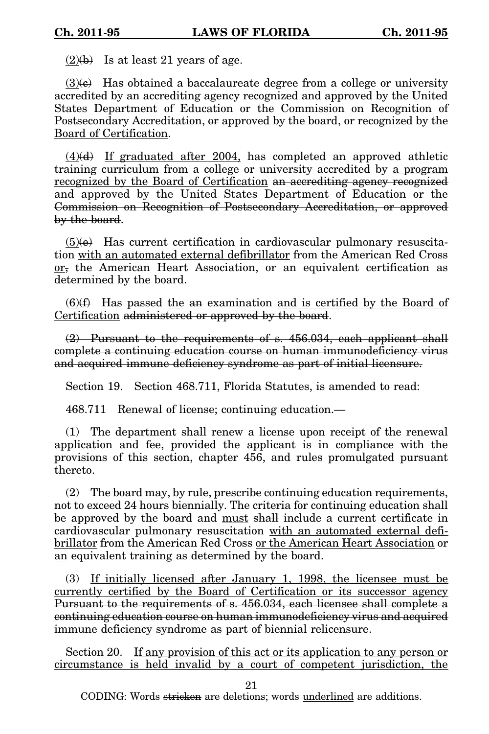<u>(2)</u>~~(b)~~ Is at least 21 years of age.

<u>(3)</u>~~(c)~~ Has obtained a baccalaureate degree from a college or university accredited by an accrediting agency recognized and approved by the United States Department of Education or the Commission on Recognition of Postsecondary Accreditation, ~~or~~ approved by the board<u>, or recognized by the Board of Certification</u>.

<u>(4)</u>~~(d)~~ <u>If graduated after 2004,</u> has completed an approved athletic training curriculum from a college or university accredited by <u>a program recognized by the Board of Certification</u> ~~an accrediting agency recognized and approved by the United States Department of Education or the Commission on Recognition of Postsecondary Accreditation, or approved by the board~~.

<u>(5)</u>~~(e)~~ Has current certification in cardiovascular pulmonary resuscitation <u>with an automated external defibrillator</u> from the American Red Cross <u>or</u>~~,~~ the American Heart Association, or an equivalent certification as determined by the board.

<u>(6)</u>~~(f)~~ Has passed <u>the</u> ~~an~~ examination <u>and is certified by the Board of Certification</u> ~~administered or approved by the board~~.

~~(2) Pursuant to the requirements of s. 456.034, each applicant shall complete a continuing education course on human immunodeficiency virus and acquired immune deficiency syndrome as part of initial licensure.~~

Section 19. Section 468.711, Florida Statutes, is amended to read:

468.711 Renewal of license; continuing education.—

(1) The department shall renew a license upon receipt of the renewal application and fee, provided the applicant is in compliance with the provisions of this section, chapter 456, and rules promulgated pursuant thereto.

(2) The board may, by rule, prescribe continuing education requirements, not to exceed 24 hours biennially. The criteria for continuing education shall be approved by the board and <u>must</u> ~~shall~~ include a current certificate in cardiovascular pulmonary resuscitation <u>with an automated external defibrillator</u> from the American Red Cross <u>or the American Heart Association</u> or <u>an</u> equivalent training as determined by the board.

(3) <u>If initially licensed after January 1, 1998, the licensee must be currently certified by the Board of Certification or its successor agency</u> ~~Pursuant to the requirements of s. 456.034, each licensee shall complete a continuing education course on human immunodeficiency virus and acquired immune deficiency syndrome as part of biennial relicensure~~.

Section 20. <u>If any provision of this act or its application to any person or circumstance is held invalid by a court of competent jurisdiction, the</u>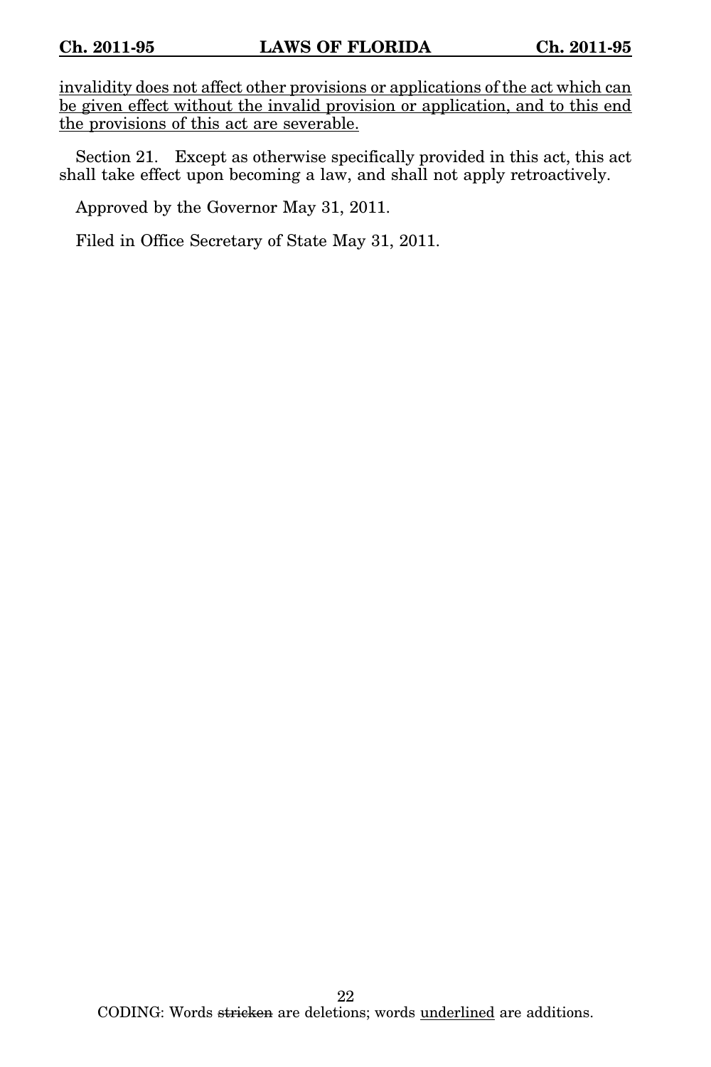<u>invalidity does not affect other provisions or applications of the act which can be given effect without the invalid provision or application, and to this end the provisions of this act are severable.</u>

Section 21. Except as otherwise specifically provided in this act, this act shall take effect upon becoming a law, and shall not apply retroactively.

Approved by the Governor May 31, 2011.

Filed in Office Secretary of State May 31, 2011.

CODING: Words ~~stricken~~ are deletions; words <u>underlined</u> are additions.